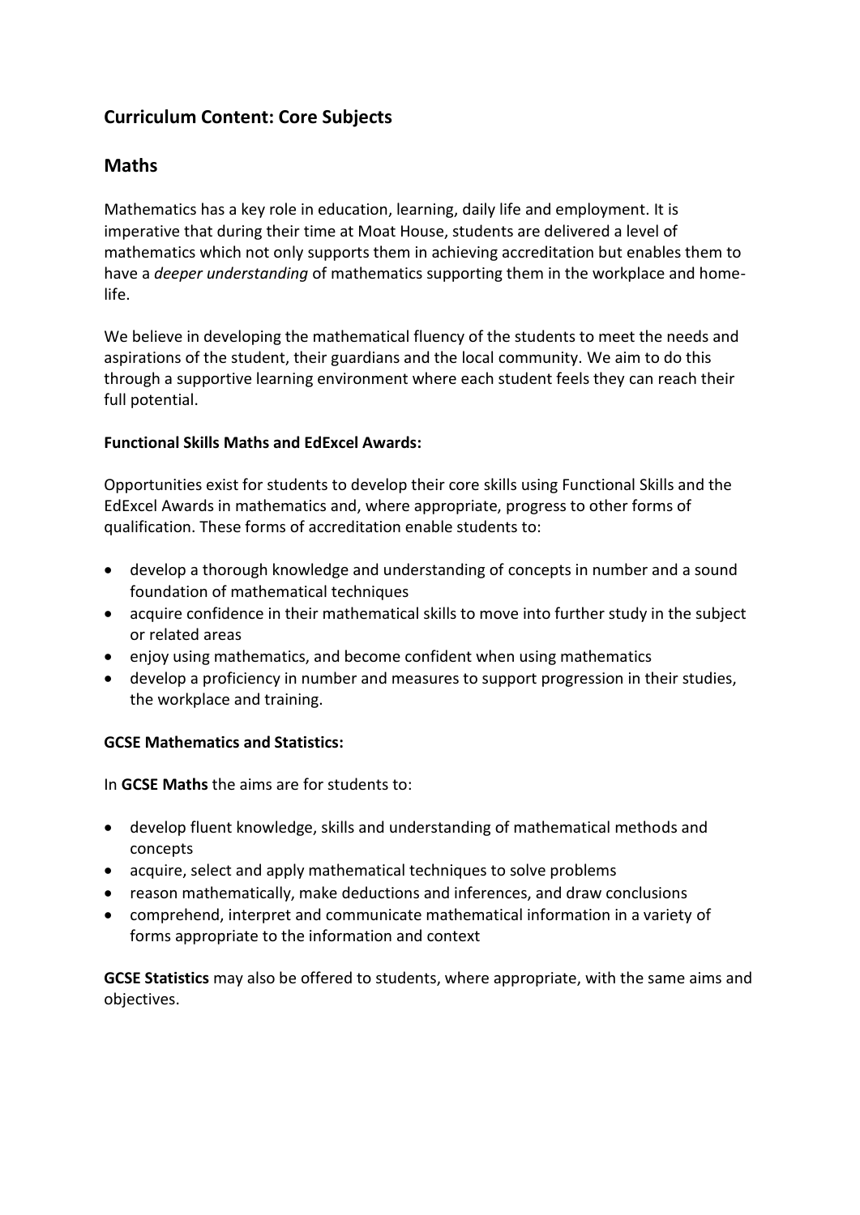# Curriculum Content: Core Subjects

## Maths

Mathematics has a key role in education, learning, daily life and employment. It is imperative that during their time at Moat House, students are delivered a level of mathematics which not only supports them in achieving accreditation but enables them to have a *deeper understanding* of mathematics supporting them in the workplace and home-life.

We believe in developing the mathematical fluency of the students to meet the needs and aspirations of the student, their guardians and the local community. We aim to do this through a supportive learning environment where each student feels they can reach their full potential.

**Functional Skills Maths and EdExcel Awards:**

Opportunities exist for students to develop their core skills using Functional Skills and the EdExcel Awards in mathematics and, where appropriate, progress to other forms of qualification. These forms of accreditation enable students to:

- develop a thorough knowledge and understanding of concepts in number and a sound foundation of mathematical techniques
- acquire confidence in their mathematical skills to move into further study in the subject or related areas
- enjoy using mathematics, and become confident when using mathematics
- develop a proficiency in number and measures to support progression in their studies, the workplace and training.

**GCSE Mathematics and Statistics:**

In **GCSE Maths** the aims are for students to:

- develop fluent knowledge, skills and understanding of mathematical methods and concepts
- acquire, select and apply mathematical techniques to solve problems
- reason mathematically, make deductions and inferences, and draw conclusions
- comprehend, interpret and communicate mathematical information in a variety of forms appropriate to the information and context

**GCSE Statistics** may also be offered to students, where appropriate, with the same aims and objectives.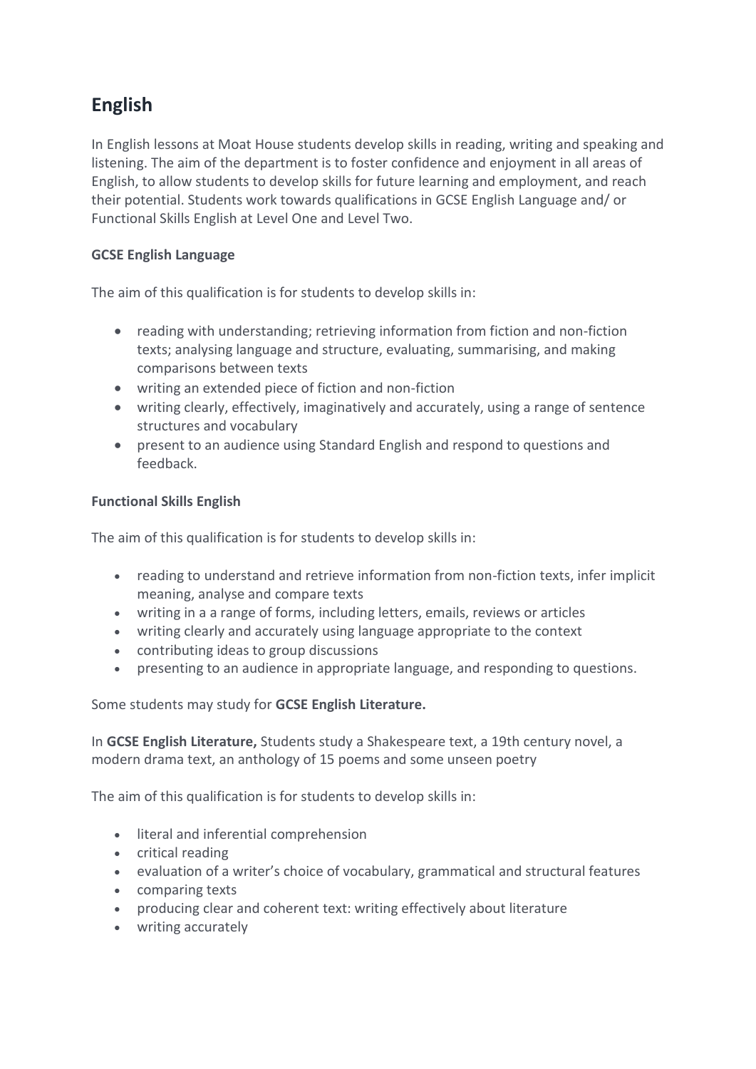# English

In English lessons at Moat House students develop skills in reading, writing and speaking and listening. The aim of the department is to foster confidence and enjoyment in all areas of English, to allow students to develop skills for future learning and employment, and reach their potential. Students work towards qualifications in GCSE English Language and/ or Functional Skills English at Level One and Level Two.

**GCSE English Language**

The aim of this qualification is for students to develop skills in:

- reading with understanding; retrieving information from fiction and non-fiction texts; analysing language and structure, evaluating, summarising, and making comparisons between texts
- writing an extended piece of fiction and non-fiction
- writing clearly, effectively, imaginatively and accurately, using a range of sentence structures and vocabulary
- present to an audience using Standard English and respond to questions and feedback.

**Functional Skills English**

The aim of this qualification is for students to develop skills in:

- reading to understand and retrieve information from non-fiction texts, infer implicit meaning, analyse and compare texts
- writing in a a range of forms, including letters, emails, reviews or articles
- writing clearly and accurately using language appropriate to the context
- contributing ideas to group discussions
- presenting to an audience in appropriate language, and responding to questions.

Some students may study for **GCSE English Literature.**

In **GCSE English Literature,** Students study a Shakespeare text, a 19th century novel, a modern drama text, an anthology of 15 poems and some unseen poetry

The aim of this qualification is for students to develop skills in:

- literal and inferential comprehension
- critical reading
- evaluation of a writer's choice of vocabulary, grammatical and structural features
- comparing texts
- producing clear and coherent text: writing effectively about literature
- writing accurately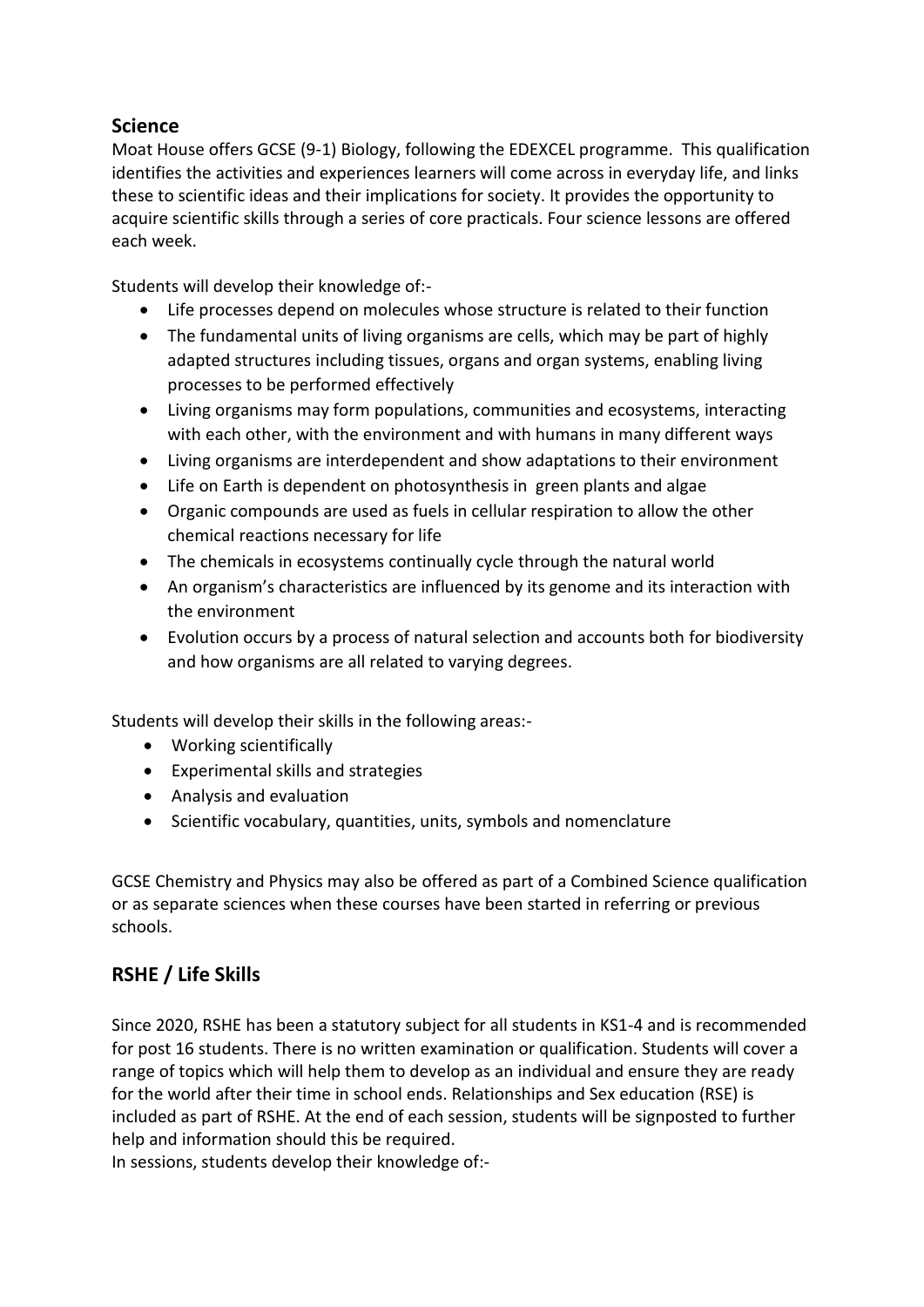## Science

Moat House offers GCSE (9-1) Biology, following the EDEXCEL programme. This qualification identifies the activities and experiences learners will come across in everyday life, and links these to scientific ideas and their implications for society. It provides the opportunity to acquire scientific skills through a series of core practicals. Four science lessons are offered each week.

Students will develop their knowledge of:-

- Life processes depend on molecules whose structure is related to their function
- The fundamental units of living organisms are cells, which may be part of highly adapted structures including tissues, organs and organ systems, enabling living processes to be performed effectively
- Living organisms may form populations, communities and ecosystems, interacting with each other, with the environment and with humans in many different ways
- Living organisms are interdependent and show adaptations to their environment
- Life on Earth is dependent on photosynthesis in green plants and algae
- Organic compounds are used as fuels in cellular respiration to allow the other chemical reactions necessary for life
- The chemicals in ecosystems continually cycle through the natural world
- An organism's characteristics are influenced by its genome and its interaction with the environment
- Evolution occurs by a process of natural selection and accounts both for biodiversity and how organisms are all related to varying degrees.

Students will develop their skills in the following areas:-

- Working scientifically
- Experimental skills and strategies
- Analysis and evaluation
- Scientific vocabulary, quantities, units, symbols and nomenclature

GCSE Chemistry and Physics may also be offered as part of a Combined Science qualification or as separate sciences when these courses have been started in referring or previous schools.

## RSHE / Life Skills

Since 2020, RSHE has been a statutory subject for all students in KS1-4 and is recommended for post 16 students. There is no written examination or qualification. Students will cover a range of topics which will help them to develop as an individual and ensure they are ready for the world after their time in school ends. Relationships and Sex education (RSE) is included as part of RSHE. At the end of each session, students will be signposted to further help and information should this be required.

In sessions, students develop their knowledge of:-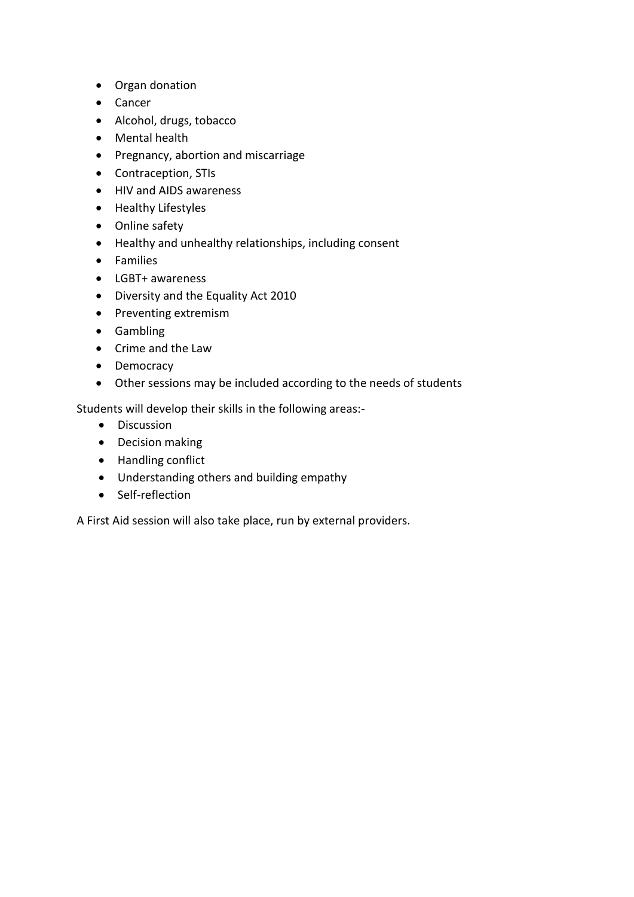- Organ donation
- Cancer
- Alcohol, drugs, tobacco
- Mental health
- Pregnancy, abortion and miscarriage
- Contraception, STIs
- HIV and AIDS awareness
- Healthy Lifestyles
- Online safety
- Healthy and unhealthy relationships, including consent
- Families
- LGBT+ awareness
- Diversity and the Equality Act 2010
- Preventing extremism
- Gambling
- Crime and the Law
- Democracy
- Other sessions may be included according to the needs of students

Students will develop their skills in the following areas:-

- Discussion
- Decision making
- Handling conflict
- Understanding others and building empathy
- Self-reflection

A First Aid session will also take place, run by external providers.